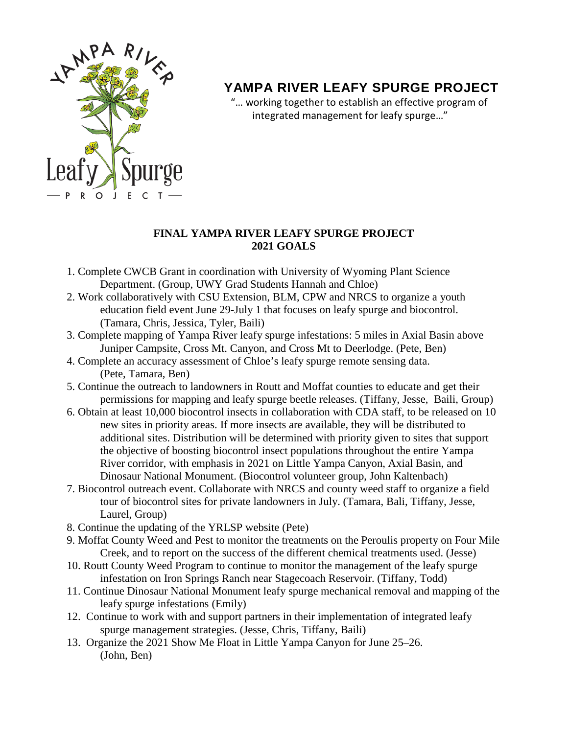# YAMPA RIVER LEAFY SPURGE PROJECT

"… working together to establish an effective program of integrated management for leafy spurge…"

## FINAL YAMPA RIVER LEAFY SPURGE PROJECT
## 2021 GOALS

1. Complete CWCB Grant in coordination with University of Wyoming Plant Science Department. (Group, UWY Grad Students Hannah and Chloe)
2. Work collaboratively with CSU Extension, BLM, CPW and NRCS to organize a youth education field event June 29-July 1 that focuses on leafy spurge and biocontrol. (Tamara, Chris, Jessica, Tyler, Baili)
3. Complete mapping of Yampa River leafy spurge infestations: 5 miles in Axial Basin above Juniper Campsite, Cross Mt. Canyon, and Cross Mt to Deerlodge. (Pete, Ben)
4. Complete an accuracy assessment of Chloe's leafy spurge remote sensing data. (Pete, Tamara, Ben)
5. Continue the outreach to landowners in Routt and Moffat counties to educate and get their permissions for mapping and leafy spurge beetle releases. (Tiffany, Jesse, Baili, Group)
6. Obtain at least 10,000 biocontrol insects in collaboration with CDA staff, to be released on 10 new sites in priority areas. If more insects are available, they will be distributed to additional sites. Distribution will be determined with priority given to sites that support the objective of boosting biocontrol insect populations throughout the entire Yampa River corridor, with emphasis in 2021 on Little Yampa Canyon, Axial Basin, and Dinosaur National Monument. (Biocontrol volunteer group, John Kaltenbach)
7. Biocontrol outreach event. Collaborate with NRCS and county weed staff to organize a field tour of biocontrol sites for private landowners in July. (Tamara, Bali, Tiffany, Jesse, Laurel, Group)
8. Continue the updating of the YRLSP website (Pete)
9. Moffat County Weed and Pest to monitor the treatments on the Peroulis property on Four Mile Creek, and to report on the success of the different chemical treatments used. (Jesse)
10. Routt County Weed Program to continue to monitor the management of the leafy spurge infestation on Iron Springs Ranch near Stagecoach Reservoir. (Tiffany, Todd)
11. Continue Dinosaur National Monument leafy spurge mechanical removal and mapping of the leafy spurge infestations (Emily)
12. Continue to work with and support partners in their implementation of integrated leafy spurge management strategies. (Jesse, Chris, Tiffany, Baili)
13. Organize the 2021 Show Me Float in Little Yampa Canyon for June 25–26. (John, Ben)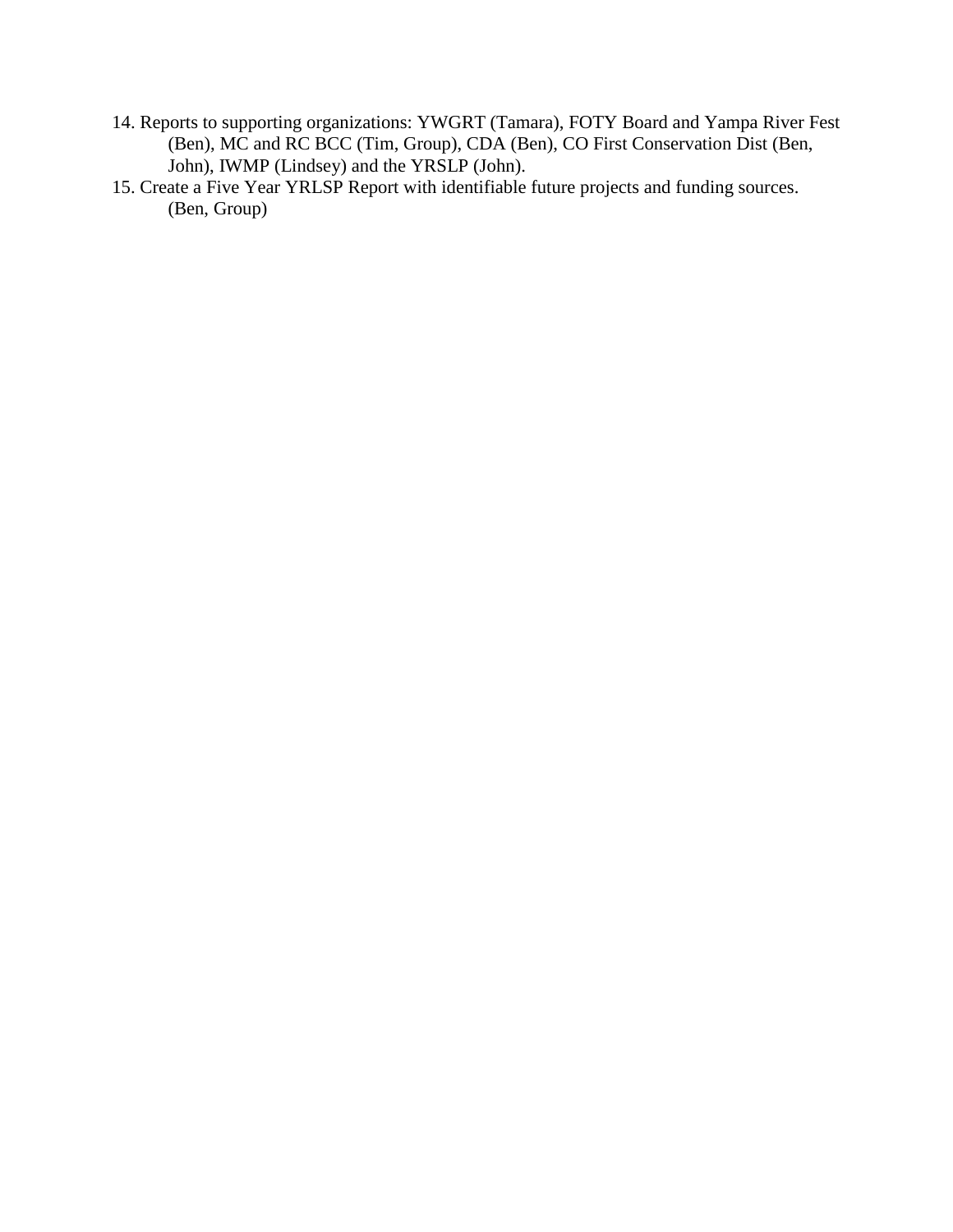14. Reports to supporting organizations: YWGRT (Tamara), FOTY Board and Yampa River Fest (Ben), MC and RC BCC (Tim, Group), CDA (Ben), CO First Conservation Dist (Ben, John), IWMP (Lindsey) and the YRSLP (John).
15. Create a Five Year YRLSP Report with identifiable future projects and funding sources. (Ben, Group)